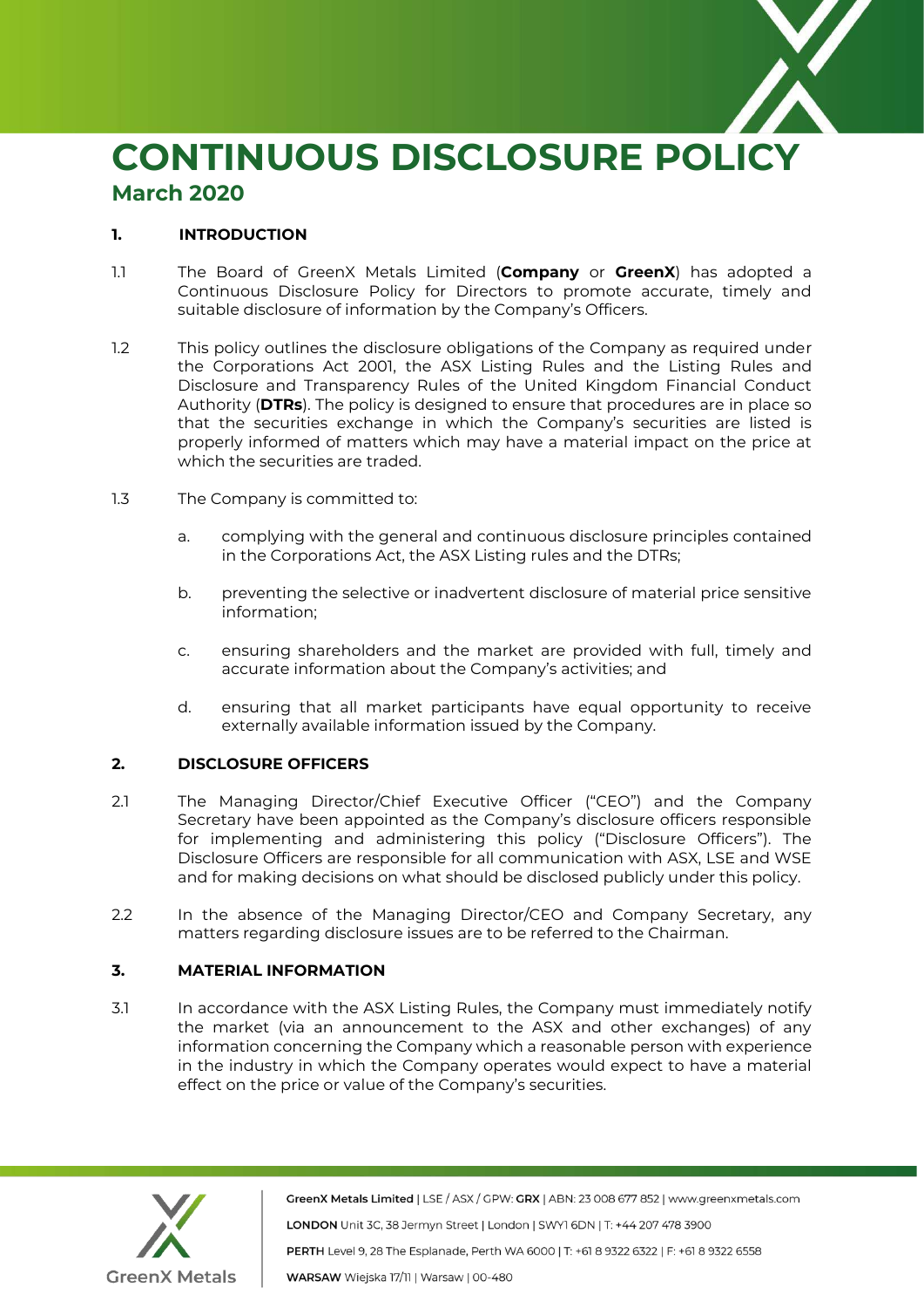# CONTINUOUS DISCLOSURE POLICY

## March 2020

### 1. INTRODUCTION

1.1 The Board of GreenX Metals Limited (**Company** or **GreenX**) has adopted a Continuous Disclosure Policy for Directors to promote accurate, timely and suitable disclosure of information by the Company's Officers.

1.2 This policy outlines the disclosure obligations of the Company as required under the Corporations Act 2001, the ASX Listing Rules and the Listing Rules and Disclosure and Transparency Rules of the United Kingdom Financial Conduct Authority (**DTRs**). The policy is designed to ensure that procedures are in place so that the securities exchange in which the Company's securities are listed is properly informed of matters which may have a material impact on the price at which the securities are traded.

1.3 The Company is committed to:

a. complying with the general and continuous disclosure principles contained in the Corporations Act, the ASX Listing rules and the DTRs;

b. preventing the selective or inadvertent disclosure of material price sensitive information;

c. ensuring shareholders and the market are provided with full, timely and accurate information about the Company's activities; and

d. ensuring that all market participants have equal opportunity to receive externally available information issued by the Company.

### 2. DISCLOSURE OFFICERS

2.1 The Managing Director/Chief Executive Officer ("CEO") and the Company Secretary have been appointed as the Company's disclosure officers responsible for implementing and administering this policy ("Disclosure Officers"). The Disclosure Officers are responsible for all communication with ASX, LSE and WSE and for making decisions on what should be disclosed publicly under this policy.

2.2 In the absence of the Managing Director/CEO and Company Secretary, any matters regarding disclosure issues are to be referred to the Chairman.

### 3. MATERIAL INFORMATION

3.1 In accordance with the ASX Listing Rules, the Company must immediately notify the market (via an announcement to the ASX and other exchanges) of any information concerning the Company which a reasonable person with experience in the industry in which the Company operates would expect to have a material effect on the price or value of the Company's securities.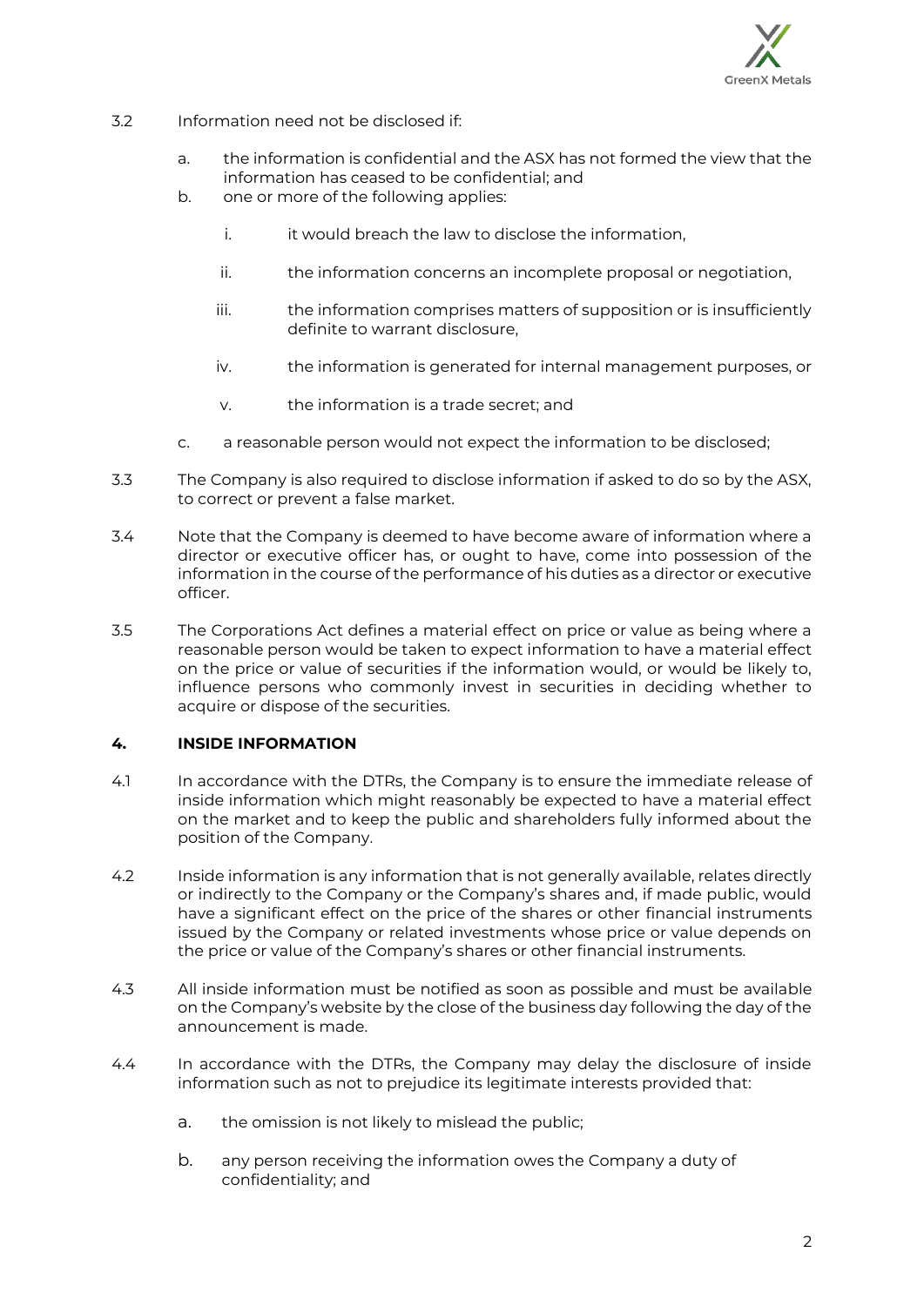3.2 Information need not be disclosed if:

a. the information is confidential and the ASX has not formed the view that the information has ceased to be confidential; and

b. one or more of the following applies:

   i. it would breach the law to disclose the information,

   ii. the information concerns an incomplete proposal or negotiation,

   iii. the information comprises matters of supposition or is insufficiently definite to warrant disclosure,

   iv. the information is generated for internal management purposes, or

   v. the information is a trade secret; and

c. a reasonable person would not expect the information to be disclosed;

3.3 The Company is also required to disclose information if asked to do so by the ASX, to correct or prevent a false market.

3.4 Note that the Company is deemed to have become aware of information where a director or executive officer has, or ought to have, come into possession of the information in the course of the performance of his duties as a director or executive officer.

3.5 The Corporations Act defines a material effect on price or value as being where a reasonable person would be taken to expect information to have a material effect on the price or value of securities if the information would, or would be likely to, influence persons who commonly invest in securities in deciding whether to acquire or dispose of the securities.

## 4. INSIDE INFORMATION

4.1 In accordance with the DTRs, the Company is to ensure the immediate release of inside information which might reasonably be expected to have a material effect on the market and to keep the public and shareholders fully informed about the position of the Company.

4.2 Inside information is any information that is not generally available, relates directly or indirectly to the Company or the Company's shares and, if made public, would have a significant effect on the price of the shares or other financial instruments issued by the Company or related investments whose price or value depends on the price or value of the Company's shares or other financial instruments.

4.3 All inside information must be notified as soon as possible and must be available on the Company's website by the close of the business day following the day of the announcement is made.

4.4 In accordance with the DTRs, the Company may delay the disclosure of inside information such as not to prejudice its legitimate interests provided that:

a. the omission is not likely to mislead the public;

b. any person receiving the information owes the Company a duty of confidentiality; and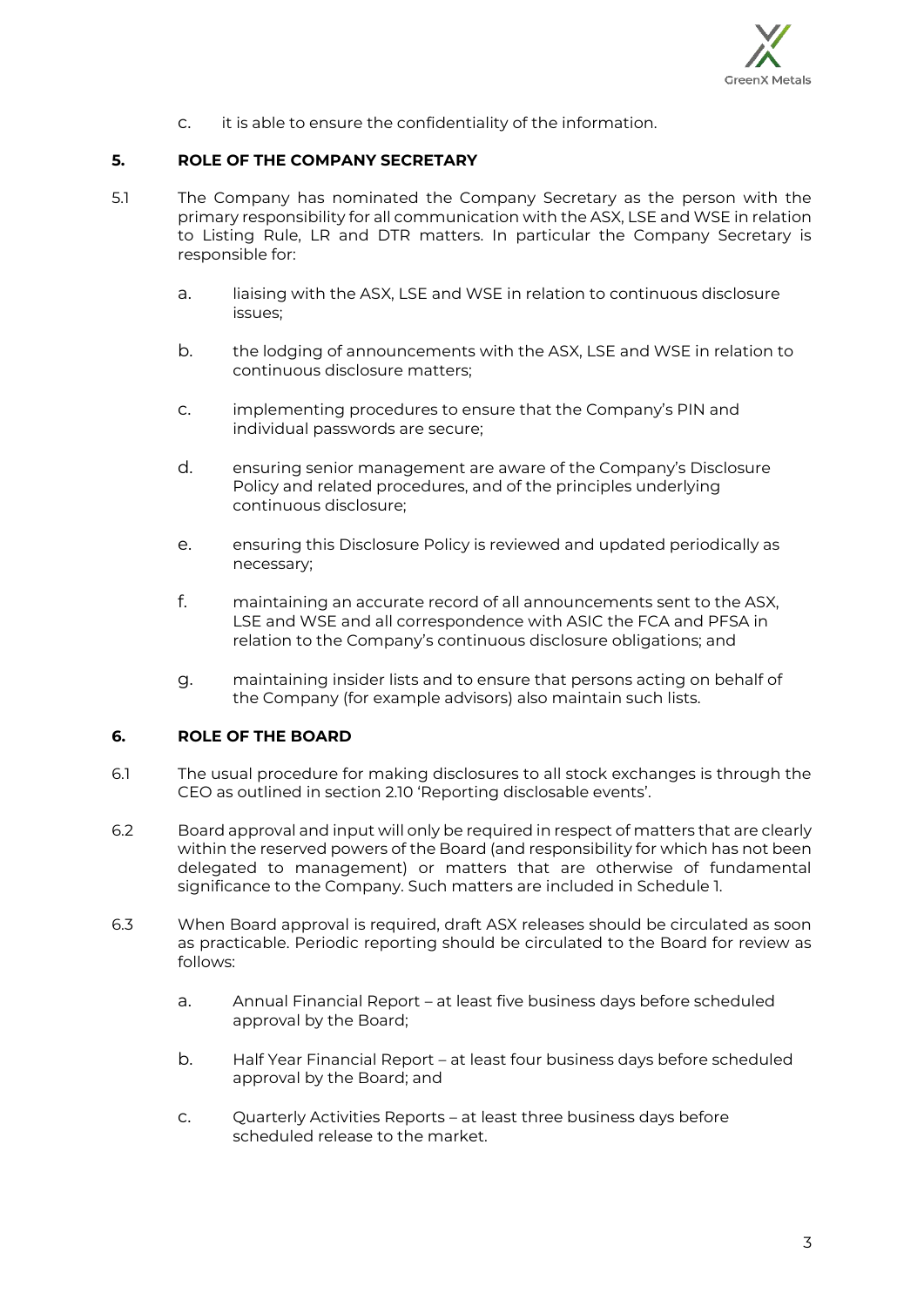c. it is able to ensure the confidentiality of the information.

## 5. ROLE OF THE COMPANY SECRETARY

5.1 The Company has nominated the Company Secretary as the person with the primary responsibility for all communication with the ASX, LSE and WSE in relation to Listing Rule, LR and DTR matters. In particular the Company Secretary is responsible for:

a. liaising with the ASX, LSE and WSE in relation to continuous disclosure issues;

b. the lodging of announcements with the ASX, LSE and WSE in relation to continuous disclosure matters;

c. implementing procedures to ensure that the Company's PIN and individual passwords are secure;

d. ensuring senior management are aware of the Company's Disclosure Policy and related procedures, and of the principles underlying continuous disclosure;

e. ensuring this Disclosure Policy is reviewed and updated periodically as necessary;

f. maintaining an accurate record of all announcements sent to the ASX, LSE and WSE and all correspondence with ASIC the FCA and PFSA in relation to the Company's continuous disclosure obligations; and

g. maintaining insider lists and to ensure that persons acting on behalf of the Company (for example advisors) also maintain such lists.

## 6. ROLE OF THE BOARD

6.1 The usual procedure for making disclosures to all stock exchanges is through the CEO as outlined in section 2.10 'Reporting disclosable events'.

6.2 Board approval and input will only be required in respect of matters that are clearly within the reserved powers of the Board (and responsibility for which has not been delegated to management) or matters that are otherwise of fundamental significance to the Company. Such matters are included in Schedule 1.

6.3 When Board approval is required, draft ASX releases should be circulated as soon as practicable. Periodic reporting should be circulated to the Board for review as follows:

a. Annual Financial Report – at least five business days before scheduled approval by the Board;

b. Half Year Financial Report – at least four business days before scheduled approval by the Board; and

c. Quarterly Activities Reports – at least three business days before scheduled release to the market.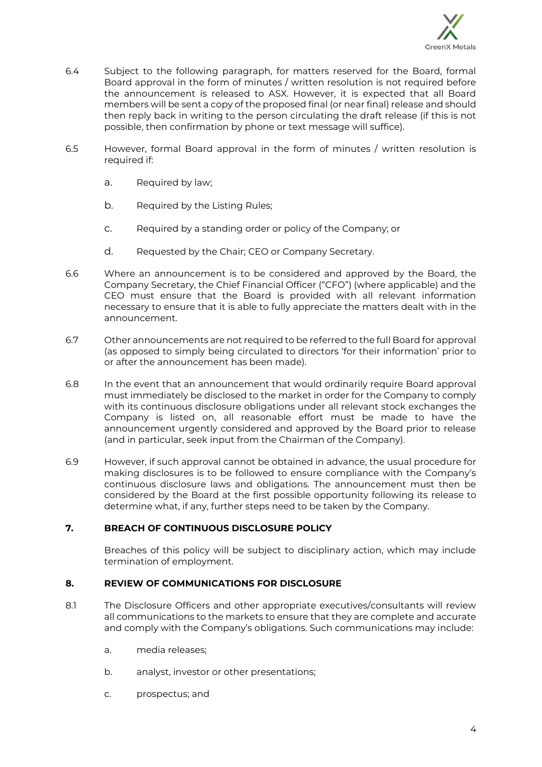6.4 Subject to the following paragraph, for matters reserved for the Board, formal Board approval in the form of minutes / written resolution is not required before the announcement is released to ASX. However, it is expected that all Board members will be sent a copy of the proposed final (or near final) release and should then reply back in writing to the person circulating the draft release (if this is not possible, then confirmation by phone or text message will suffice).

6.5 However, formal Board approval in the form of minutes / written resolution is required if:

a. Required by law;

b. Required by the Listing Rules;

c. Required by a standing order or policy of the Company; or

d. Requested by the Chair; CEO or Company Secretary.

6.6 Where an announcement is to be considered and approved by the Board, the Company Secretary, the Chief Financial Officer ("CFO") (where applicable) and the CEO must ensure that the Board is provided with all relevant information necessary to ensure that it is able to fully appreciate the matters dealt with in the announcement.

6.7 Other announcements are not required to be referred to the full Board for approval (as opposed to simply being circulated to directors 'for their information' prior to or after the announcement has been made).

6.8 In the event that an announcement that would ordinarily require Board approval must immediately be disclosed to the market in order for the Company to comply with its continuous disclosure obligations under all relevant stock exchanges the Company is listed on, all reasonable effort must be made to have the announcement urgently considered and approved by the Board prior to release (and in particular, seek input from the Chairman of the Company).

6.9 However, if such approval cannot be obtained in advance, the usual procedure for making disclosures is to be followed to ensure compliance with the Company's continuous disclosure laws and obligations. The announcement must then be considered by the Board at the first possible opportunity following its release to determine what, if any, further steps need to be taken by the Company.

## 7. BREACH OF CONTINUOUS DISCLOSURE POLICY

Breaches of this policy will be subject to disciplinary action, which may include termination of employment.

## 8. REVIEW OF COMMUNICATIONS FOR DISCLOSURE

8.1 The Disclosure Officers and other appropriate executives/consultants will review all communications to the markets to ensure that they are complete and accurate and comply with the Company's obligations. Such communications may include:

a. media releases;

b. analyst, investor or other presentations;

c. prospectus; and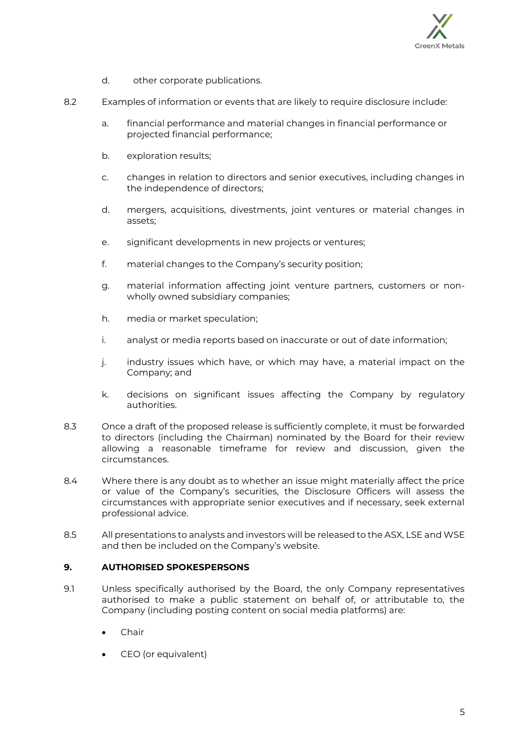d. other corporate publications.

8.2 Examples of information or events that are likely to require disclosure include:

a. financial performance and material changes in financial performance or projected financial performance;

b. exploration results;

c. changes in relation to directors and senior executives, including changes in the independence of directors;

d. mergers, acquisitions, divestments, joint ventures or material changes in assets;

e. significant developments in new projects or ventures;

f. material changes to the Company's security position;

g. material information affecting joint venture partners, customers or non-wholly owned subsidiary companies;

h. media or market speculation;

i. analyst or media reports based on inaccurate or out of date information;

j. industry issues which have, or which may have, a material impact on the Company; and

k. decisions on significant issues affecting the Company by regulatory authorities.

8.3 Once a draft of the proposed release is sufficiently complete, it must be forwarded to directors (including the Chairman) nominated by the Board for their review allowing a reasonable timeframe for review and discussion, given the circumstances.

8.4 Where there is any doubt as to whether an issue might materially affect the price or value of the Company's securities, the Disclosure Officers will assess the circumstances with appropriate senior executives and if necessary, seek external professional advice.

8.5 All presentations to analysts and investors will be released to the ASX, LSE and WSE and then be included on the Company's website.

## 9. AUTHORISED SPOKESPERSONS

9.1 Unless specifically authorised by the Board, the only Company representatives authorised to make a public statement on behalf of, or attributable to, the Company (including posting content on social media platforms) are:

- Chair
- CEO (or equivalent)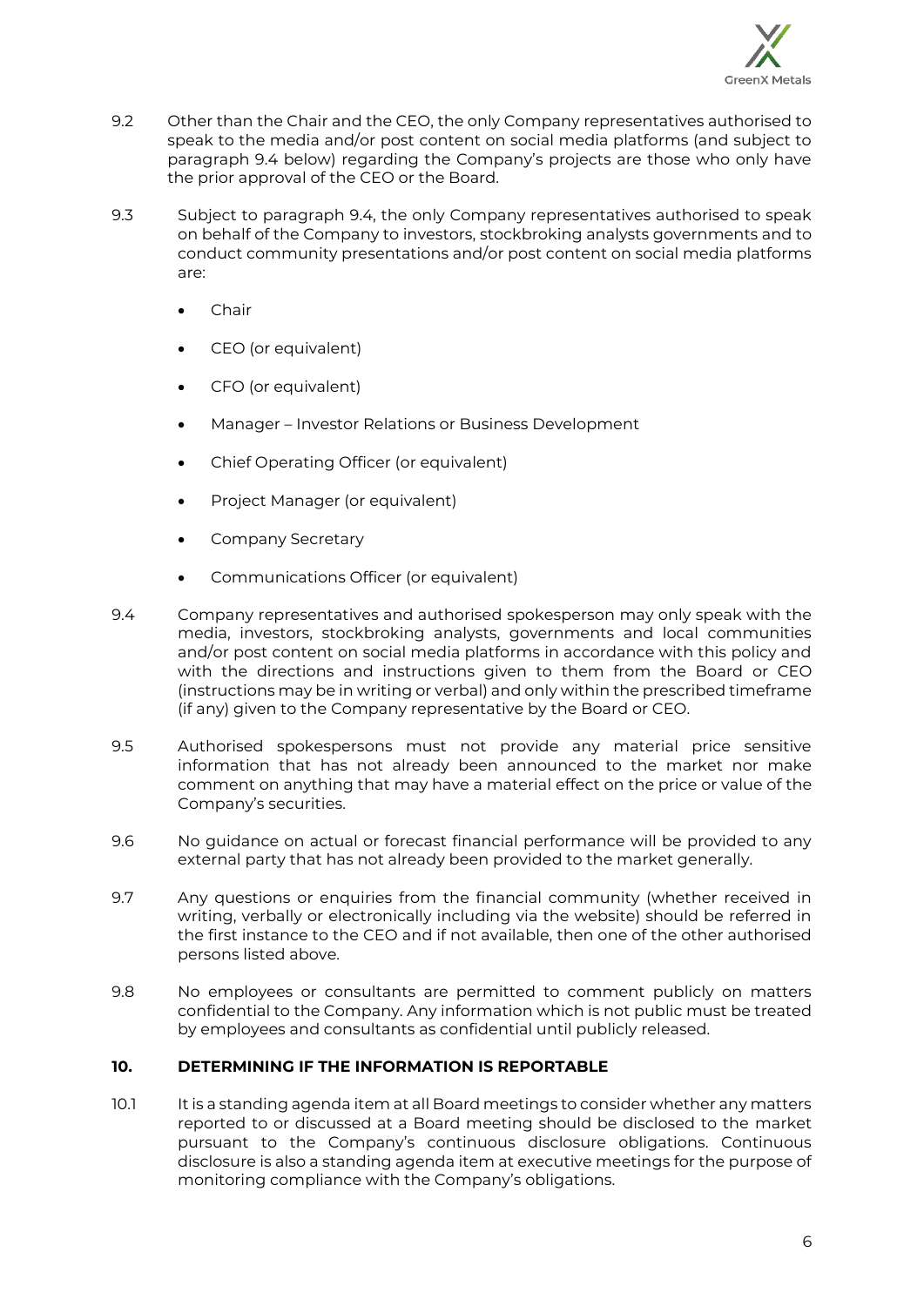9.2 Other than the Chair and the CEO, the only Company representatives authorised to speak to the media and/or post content on social media platforms (and subject to paragraph 9.4 below) regarding the Company's projects are those who only have the prior approval of the CEO or the Board.

9.3 Subject to paragraph 9.4, the only Company representatives authorised to speak on behalf of the Company to investors, stockbroking analysts governments and to conduct community presentations and/or post content on social media platforms are:

- Chair
- CEO (or equivalent)
- CFO (or equivalent)
- Manager – Investor Relations or Business Development
- Chief Operating Officer (or equivalent)
- Project Manager (or equivalent)
- Company Secretary
- Communications Officer (or equivalent)

9.4 Company representatives and authorised spokesperson may only speak with the media, investors, stockbroking analysts, governments and local communities and/or post content on social media platforms in accordance with this policy and with the directions and instructions given to them from the Board or CEO (instructions may be in writing or verbal) and only within the prescribed timeframe (if any) given to the Company representative by the Board or CEO.

9.5 Authorised spokespersons must not provide any material price sensitive information that has not already been announced to the market nor make comment on anything that may have a material effect on the price or value of the Company's securities.

9.6 No guidance on actual or forecast financial performance will be provided to any external party that has not already been provided to the market generally.

9.7 Any questions or enquiries from the financial community (whether received in writing, verbally or electronically including via the website) should be referred in the first instance to the CEO and if not available, then one of the other authorised persons listed above.

9.8 No employees or consultants are permitted to comment publicly on matters confidential to the Company. Any information which is not public must be treated by employees and consultants as confidential until publicly released.

## 10. DETERMINING IF THE INFORMATION IS REPORTABLE

10.1 It is a standing agenda item at all Board meetings to consider whether any matters reported to or discussed at a Board meeting should be disclosed to the market pursuant to the Company's continuous disclosure obligations. Continuous disclosure is also a standing agenda item at executive meetings for the purpose of monitoring compliance with the Company's obligations.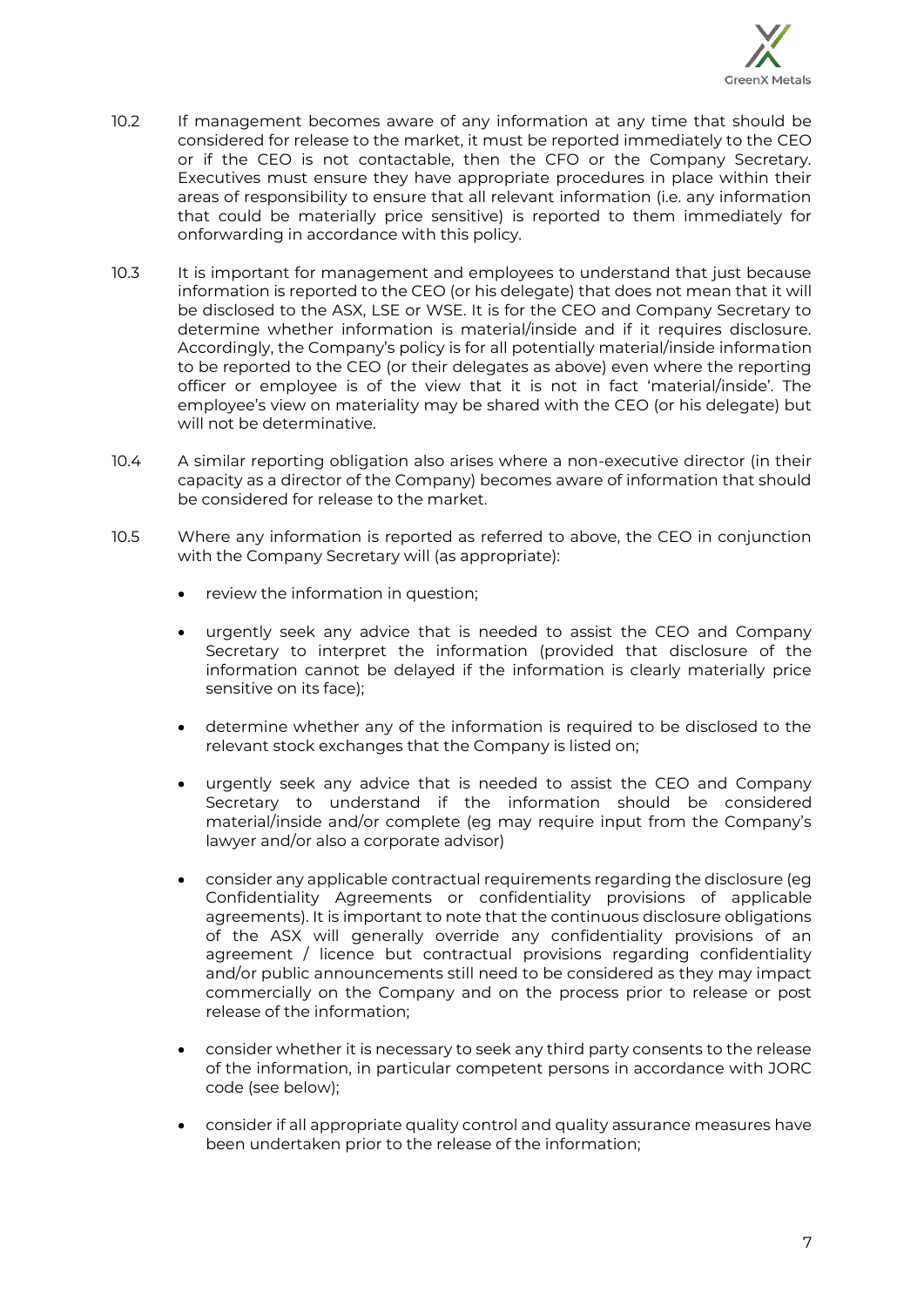10.2 If management becomes aware of any information at any time that should be considered for release to the market, it must be reported immediately to the CEO or if the CEO is not contactable, then the CFO or the Company Secretary. Executives must ensure they have appropriate procedures in place within their areas of responsibility to ensure that all relevant information (i.e. any information that could be materially price sensitive) is reported to them immediately for onforwarding in accordance with this policy.

10.3 It is important for management and employees to understand that just because information is reported to the CEO (or his delegate) that does not mean that it will be disclosed to the ASX, LSE or WSE. It is for the CEO and Company Secretary to determine whether information is material/inside and if it requires disclosure. Accordingly, the Company's policy is for all potentially material/inside information to be reported to the CEO (or their delegates as above) even where the reporting officer or employee is of the view that it is not in fact 'material/inside'. The employee's view on materiality may be shared with the CEO (or his delegate) but will not be determinative.

10.4 A similar reporting obligation also arises where a non-executive director (in their capacity as a director of the Company) becomes aware of information that should be considered for release to the market.

10.5 Where any information is reported as referred to above, the CEO in conjunction with the Company Secretary will (as appropriate):

- review the information in question;
- urgently seek any advice that is needed to assist the CEO and Company Secretary to interpret the information (provided that disclosure of the information cannot be delayed if the information is clearly materially price sensitive on its face);
- determine whether any of the information is required to be disclosed to the relevant stock exchanges that the Company is listed on;
- urgently seek any advice that is needed to assist the CEO and Company Secretary to understand if the information should be considered material/inside and/or complete (eg may require input from the Company's lawyer and/or also a corporate advisor)
- consider any applicable contractual requirements regarding the disclosure (eg Confidentiality Agreements or confidentiality provisions of applicable agreements). It is important to note that the continuous disclosure obligations of the ASX will generally override any confidentiality provisions of an agreement / licence but contractual provisions regarding confidentiality and/or public announcements still need to be considered as they may impact commercially on the Company and on the process prior to release or post release of the information;
- consider whether it is necessary to seek any third party consents to the release of the information, in particular competent persons in accordance with JORC code (see below);
- consider if all appropriate quality control and quality assurance measures have been undertaken prior to the release of the information;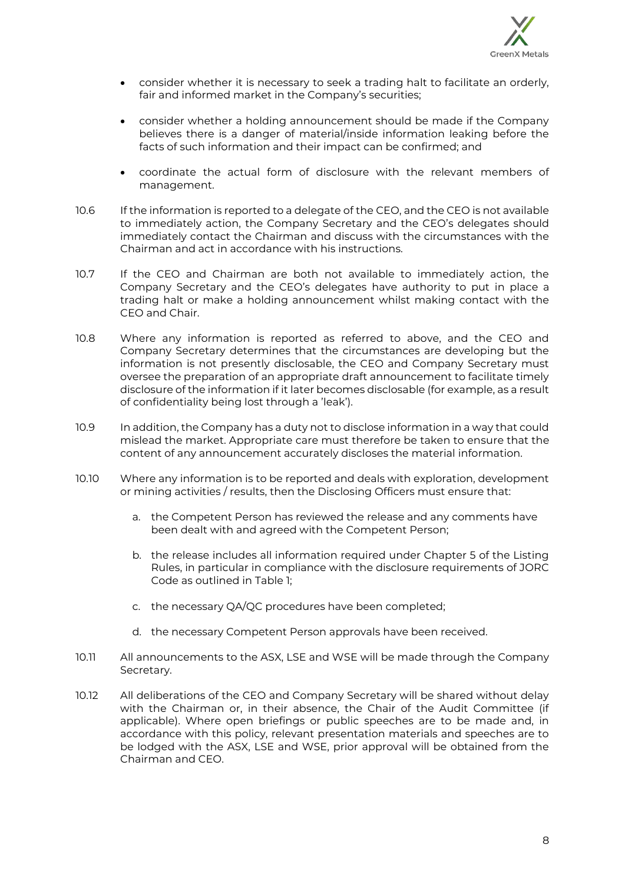- consider whether it is necessary to seek a trading halt to facilitate an orderly, fair and informed market in the Company's securities;
- consider whether a holding announcement should be made if the Company believes there is a danger of material/inside information leaking before the facts of such information and their impact can be confirmed; and
- coordinate the actual form of disclosure with the relevant members of management.

10.6 If the information is reported to a delegate of the CEO, and the CEO is not available to immediately action, the Company Secretary and the CEO's delegates should immediately contact the Chairman and discuss with the circumstances with the Chairman and act in accordance with his instructions.

10.7 If the CEO and Chairman are both not available to immediately action, the Company Secretary and the CEO's delegates have authority to put in place a trading halt or make a holding announcement whilst making contact with the CEO and Chair.

10.8 Where any information is reported as referred to above, and the CEO and Company Secretary determines that the circumstances are developing but the information is not presently disclosable, the CEO and Company Secretary must oversee the preparation of an appropriate draft announcement to facilitate timely disclosure of the information if it later becomes disclosable (for example, as a result of confidentiality being lost through a 'leak').

10.9 In addition, the Company has a duty not to disclose information in a way that could mislead the market. Appropriate care must therefore be taken to ensure that the content of any announcement accurately discloses the material information.

10.10 Where any information is to be reported and deals with exploration, development or mining activities / results, then the Disclosing Officers must ensure that:

a. the Competent Person has reviewed the release and any comments have been dealt with and agreed with the Competent Person;

b. the release includes all information required under Chapter 5 of the Listing Rules, in particular in compliance with the disclosure requirements of JORC Code as outlined in Table 1;

c. the necessary QA/QC procedures have been completed;

d. the necessary Competent Person approvals have been received.

10.11 All announcements to the ASX, LSE and WSE will be made through the Company Secretary.

10.12 All deliberations of the CEO and Company Secretary will be shared without delay with the Chairman or, in their absence, the Chair of the Audit Committee (if applicable). Where open briefings or public speeches are to be made and, in accordance with this policy, relevant presentation materials and speeches are to be lodged with the ASX, LSE and WSE, prior approval will be obtained from the Chairman and CEO.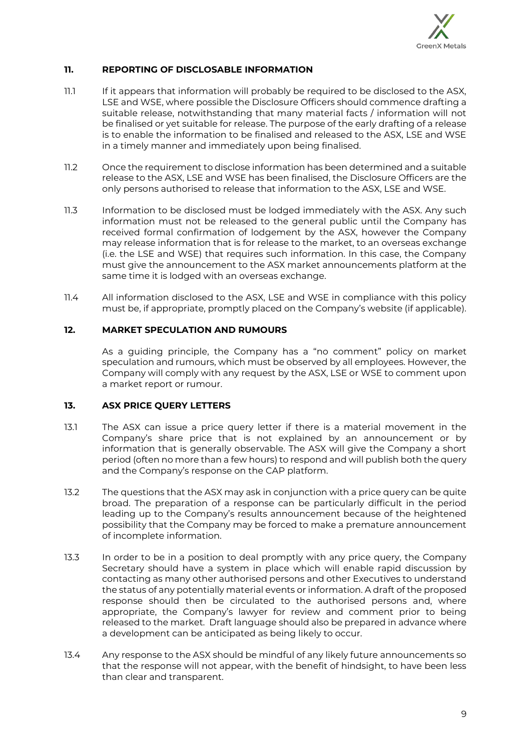## 11. REPORTING OF DISCLOSABLE INFORMATION

11.1 If it appears that information will probably be required to be disclosed to the ASX, LSE and WSE, where possible the Disclosure Officers should commence drafting a suitable release, notwithstanding that many material facts / information will not be finalised or yet suitable for release. The purpose of the early drafting of a release is to enable the information to be finalised and released to the ASX, LSE and WSE in a timely manner and immediately upon being finalised.

11.2 Once the requirement to disclose information has been determined and a suitable release to the ASX, LSE and WSE has been finalised, the Disclosure Officers are the only persons authorised to release that information to the ASX, LSE and WSE.

11.3 Information to be disclosed must be lodged immediately with the ASX. Any such information must not be released to the general public until the Company has received formal confirmation of lodgement by the ASX, however the Company may release information that is for release to the market, to an overseas exchange (i.e. the LSE and WSE) that requires such information. In this case, the Company must give the announcement to the ASX market announcements platform at the same time it is lodged with an overseas exchange.

11.4 All information disclosed to the ASX, LSE and WSE in compliance with this policy must be, if appropriate, promptly placed on the Company's website (if applicable).

## 12. MARKET SPECULATION AND RUMOURS

As a guiding principle, the Company has a "no comment" policy on market speculation and rumours, which must be observed by all employees. However, the Company will comply with any request by the ASX, LSE or WSE to comment upon a market report or rumour.

## 13. ASX PRICE QUERY LETTERS

13.1 The ASX can issue a price query letter if there is a material movement in the Company's share price that is not explained by an announcement or by information that is generally observable. The ASX will give the Company a short period (often no more than a few hours) to respond and will publish both the query and the Company's response on the CAP platform.

13.2 The questions that the ASX may ask in conjunction with a price query can be quite broad. The preparation of a response can be particularly difficult in the period leading up to the Company's results announcement because of the heightened possibility that the Company may be forced to make a premature announcement of incomplete information.

13.3 In order to be in a position to deal promptly with any price query, the Company Secretary should have a system in place which will enable rapid discussion by contacting as many other authorised persons and other Executives to understand the status of any potentially material events or information. A draft of the proposed response should then be circulated to the authorised persons and, where appropriate, the Company's lawyer for review and comment prior to being released to the market. Draft language should also be prepared in advance where a development can be anticipated as being likely to occur.

13.4 Any response to the ASX should be mindful of any likely future announcements so that the response will not appear, with the benefit of hindsight, to have been less than clear and transparent.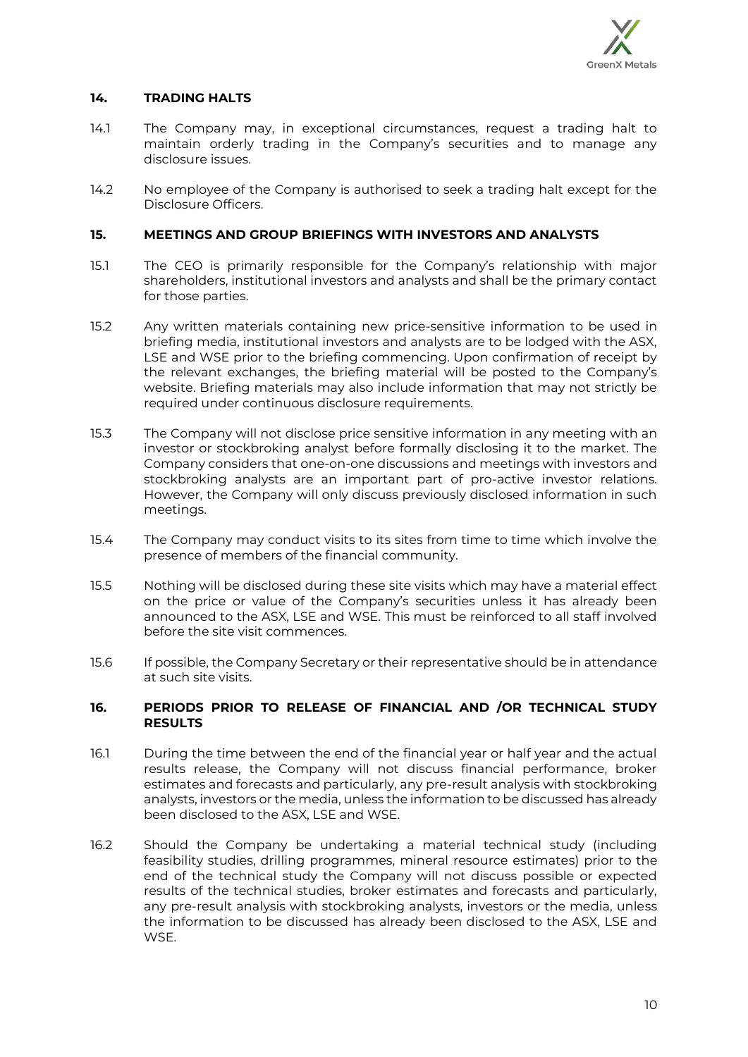## 14. TRADING HALTS

14.1 The Company may, in exceptional circumstances, request a trading halt to maintain orderly trading in the Company's securities and to manage any disclosure issues.

14.2 No employee of the Company is authorised to seek a trading halt except for the Disclosure Officers.

## 15. MEETINGS AND GROUP BRIEFINGS WITH INVESTORS AND ANALYSTS

15.1 The CEO is primarily responsible for the Company's relationship with major shareholders, institutional investors and analysts and shall be the primary contact for those parties.

15.2 Any written materials containing new price-sensitive information to be used in briefing media, institutional investors and analysts are to be lodged with the ASX, LSE and WSE prior to the briefing commencing. Upon confirmation of receipt by the relevant exchanges, the briefing material will be posted to the Company's website. Briefing materials may also include information that may not strictly be required under continuous disclosure requirements.

15.3 The Company will not disclose price sensitive information in any meeting with an investor or stockbroking analyst before formally disclosing it to the market. The Company considers that one-on-one discussions and meetings with investors and stockbroking analysts are an important part of pro-active investor relations. However, the Company will only discuss previously disclosed information in such meetings.

15.4 The Company may conduct visits to its sites from time to time which involve the presence of members of the financial community.

15.5 Nothing will be disclosed during these site visits which may have a material effect on the price or value of the Company's securities unless it has already been announced to the ASX, LSE and WSE. This must be reinforced to all staff involved before the site visit commences.

15.6 If possible, the Company Secretary or their representative should be in attendance at such site visits.

## 16. PERIODS PRIOR TO RELEASE OF FINANCIAL AND /OR TECHNICAL STUDY RESULTS

16.1 During the time between the end of the financial year or half year and the actual results release, the Company will not discuss financial performance, broker estimates and forecasts and particularly, any pre-result analysis with stockbroking analysts, investors or the media, unless the information to be discussed has already been disclosed to the ASX, LSE and WSE.

16.2 Should the Company be undertaking a material technical study (including feasibility studies, drilling programmes, mineral resource estimates) prior to the end of the technical study the Company will not discuss possible or expected results of the technical studies, broker estimates and forecasts and particularly, any pre-result analysis with stockbroking analysts, investors or the media, unless the information to be discussed has already been disclosed to the ASX, LSE and WSE.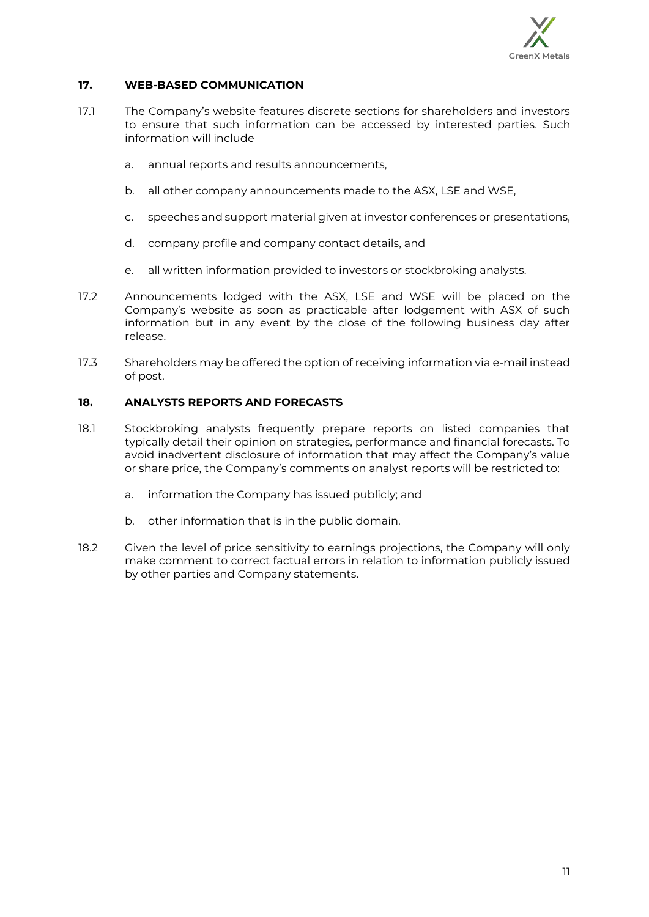## 17. WEB-BASED COMMUNICATION

17.1 The Company's website features discrete sections for shareholders and investors to ensure that such information can be accessed by interested parties. Such information will include

a. annual reports and results announcements,

b. all other company announcements made to the ASX, LSE and WSE,

c. speeches and support material given at investor conferences or presentations,

d. company profile and company contact details, and

e. all written information provided to investors or stockbroking analysts.

17.2 Announcements lodged with the ASX, LSE and WSE will be placed on the Company's website as soon as practicable after lodgement with ASX of such information but in any event by the close of the following business day after release.

17.3 Shareholders may be offered the option of receiving information via e-mail instead of post.

## 18. ANALYSTS REPORTS AND FORECASTS

18.1 Stockbroking analysts frequently prepare reports on listed companies that typically detail their opinion on strategies, performance and financial forecasts. To avoid inadvertent disclosure of information that may affect the Company's value or share price, the Company's comments on analyst reports will be restricted to:

a. information the Company has issued publicly; and

b. other information that is in the public domain.

18.2 Given the level of price sensitivity to earnings projections, the Company will only make comment to correct factual errors in relation to information publicly issued by other parties and Company statements.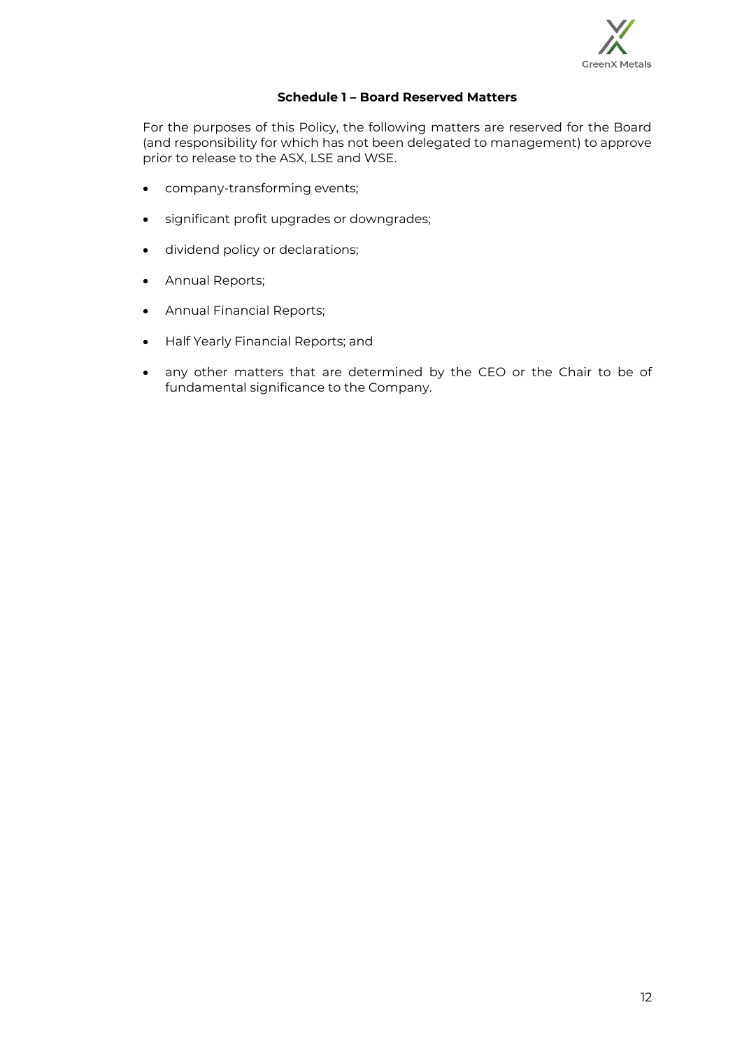## Schedule 1 – Board Reserved Matters

For the purposes of this Policy, the following matters are reserved for the Board (and responsibility for which has not been delegated to management) to approve prior to release to the ASX, LSE and WSE.

- company-transforming events;
- significant profit upgrades or downgrades;
- dividend policy or declarations;
- Annual Reports;
- Annual Financial Reports;
- Half Yearly Financial Reports; and
- any other matters that are determined by the CEO or the Chair to be of fundamental significance to the Company.